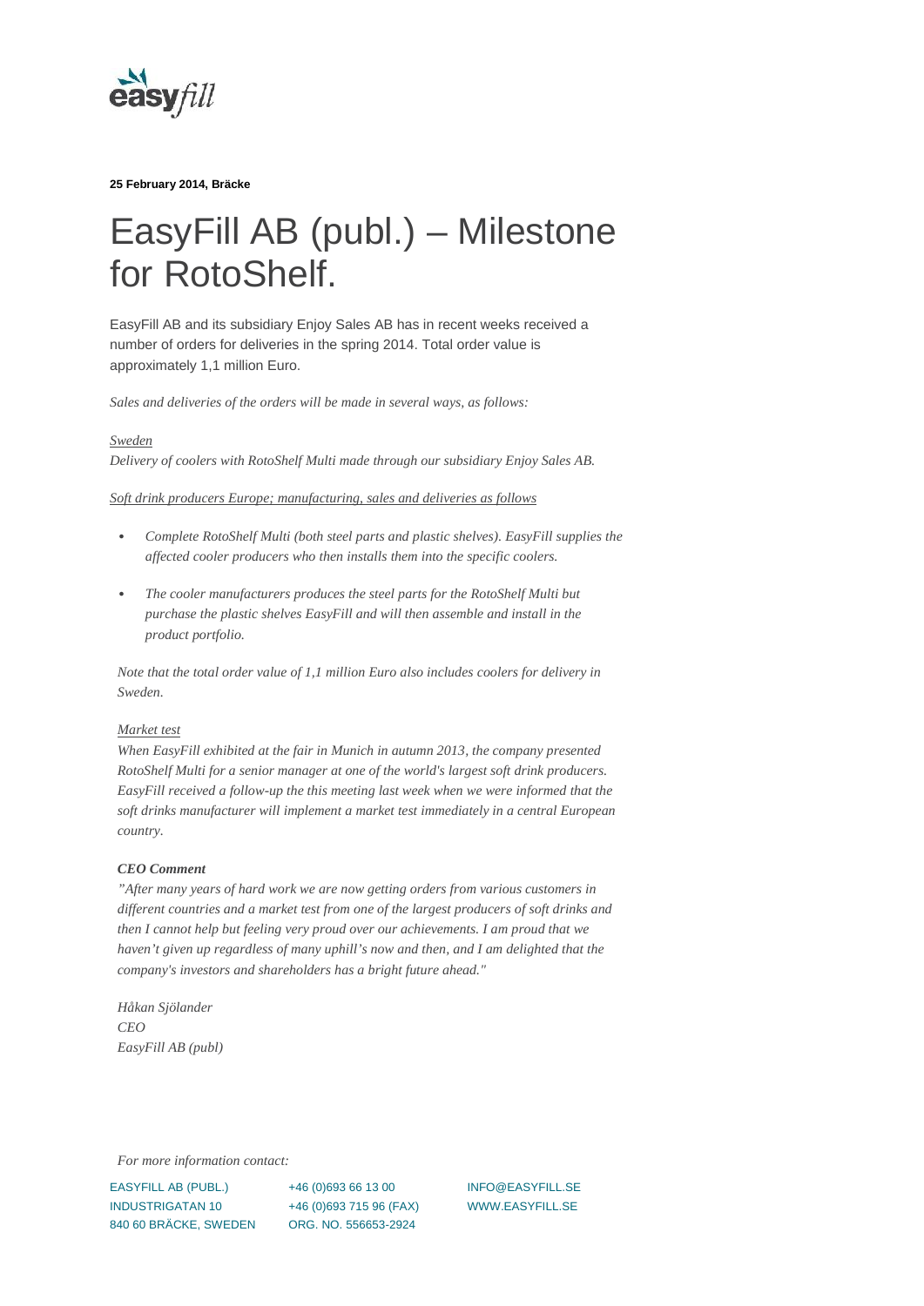**25 February 2014, Bräcke**

# EasyFill AB (publ.) – Milestone for RotoShelf.

EasyFill AB and its subsidiary Enjoy Sales AB has in recent weeks received a number of orders for deliveries in the spring 2014. Total order value is approximately 1,1 million Euro.

*Sales and deliveries of the orders will be made in several ways, as follows:*

*Sweden*
*Delivery of coolers with RotoShelf Multi made through our subsidiary Enjoy Sales AB.*

*Soft drink producers Europe; manufacturing, sales and deliveries as follows*

- *Complete RotoShelf Multi (both steel parts and plastic shelves). EasyFill supplies the affected cooler producers who then installs them into the specific coolers.*
- *The cooler manufacturers produces the steel parts for the RotoShelf Multi but purchase the plastic shelves EasyFill and will then assemble and install in the product portfolio.*

*Note that the total order value of 1,1 million Euro also includes coolers for delivery in Sweden.*

*Market test*
*When EasyFill exhibited at the fair in Munich in autumn 2013, the company presented RotoShelf Multi for a senior manager at one of the world's largest soft drink producers. EasyFill received a follow-up the this meeting last week when we were informed that the soft drinks manufacturer will implement a market test immediately in a central European country.*

***CEO Comment***
*"After many years of hard work we are now getting orders from various customers in different countries and a market test from one of the largest producers of soft drinks and then I cannot help but feeling very proud over our achievements. I am proud that we haven't given up regardless of many uphill's now and then, and I am delighted that the company's investors and shareholders has a bright future ahead."*

*Håkan Sjölander*
*CEO*
*EasyFill AB (publ)*

*For more information contact:*

EASYFILL AB (PUBL.)
INDUSTRIGATAN 10
840 60 BRÄCKE, SWEDEN

+46 (0)693 66 13 00
+46 (0)693 715 96 (FAX)
ORG. NO. 556653-2924

INFO@EASYFILL.SE
WWW.EASYFILL.SE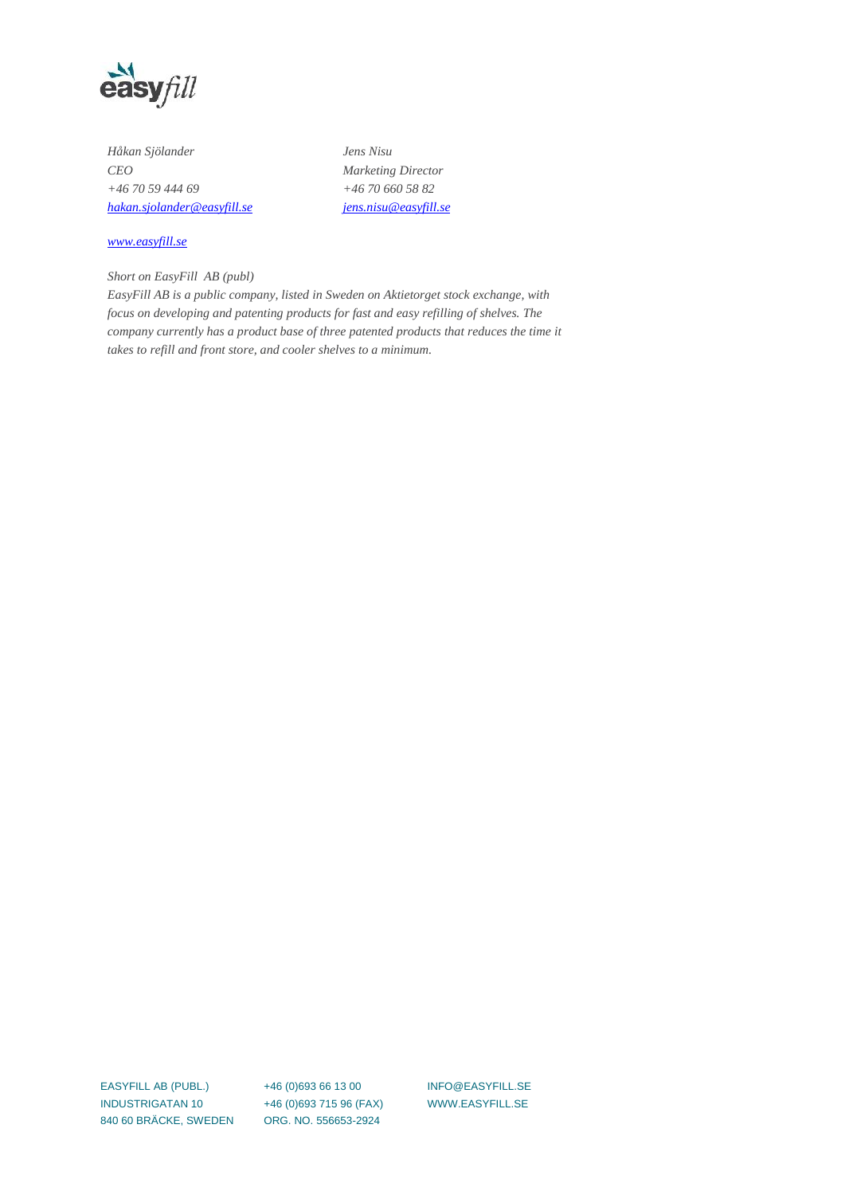*Håkan Sjölander*
*CEO*
*+46 70 59 444 69*
*hakan.sjolander@easyfill.se*

*Jens Nisu*
*Marketing Director*
*+46 70 660 58 82*
*jens.nisu@easyfill.se*

*www.easyfill.se*

*Short on EasyFill AB (publ)*
*EasyFill AB is a public company, listed in Sweden on Aktietorget stock exchange, with focus on developing and patenting products for fast and easy refilling of shelves. The company currently has a product base of three patented products that reduces the time it takes to refill and front store, and cooler shelves to a minimum.*

EASYFILL AB (PUBL.)
INDUSTRIGATAN 10
840 60 BRÄCKE, SWEDEN

+46 (0)693 66 13 00
+46 (0)693 715 96 (FAX)
ORG. NO. 556653-2924

INFO@EASYFILL.SE
WWW.EASYFILL.SE